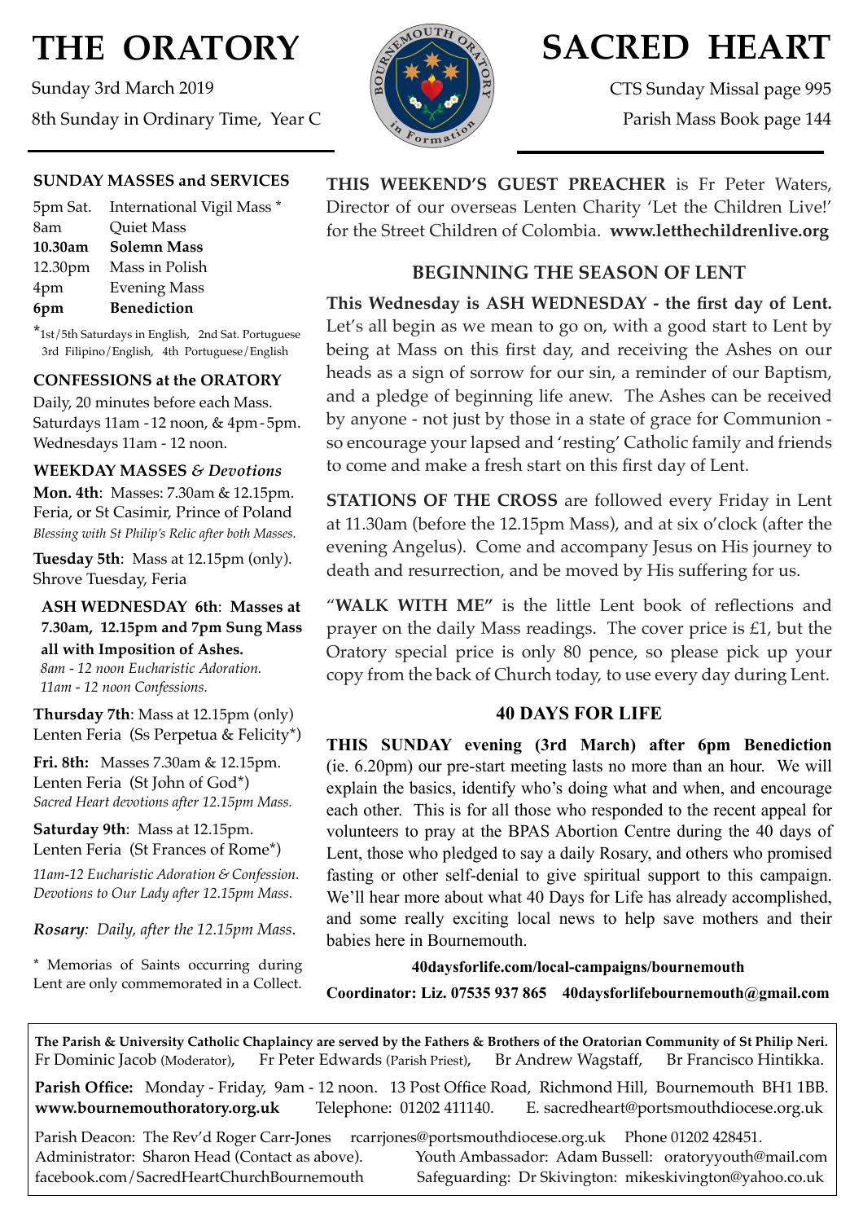# THE ORATORY

Sunday 3rd March 2019

8th Sunday in Ordinary Time, Year C

# SACRED HEART

CTS Sunday Missal page 995

Parish Mass Book page 144

### SUNDAY MASSES and SERVICES

| | |
|---|---|
| 5pm Sat. | International Vigil Mass * |
| 8am | Quiet Mass |
| **10.30am** | **Solemn Mass** |
| 12.30pm | Mass in Polish |
| 4pm | Evening Mass |
| **6pm** | **Benediction** |

*1st/5th Saturdays in English, 2nd Sat. Portuguese 3rd Filipino/English, 4th Portuguese/English

### CONFESSIONS at the ORATORY

Daily, 20 minutes before each Mass.
Saturdays 11am - 12 noon, & 4pm - 5pm.
Wednesdays 11am - 12 noon.

### WEEKDAY MASSES *& Devotions*

**Mon. 4th**: Masses: 7.30am & 12.15pm.
Feria, or St Casimir, Prince of Poland
*Blessing with St Philip's Relic after both Masses.*

**Tuesday 5th**: Mass at 12.15pm (only).
Shrove Tuesday, Feria

**ASH WEDNESDAY 6th**: **Masses at 7.30am, 12.15pm and 7pm Sung Mass all with Imposition of Ashes.**
*8am - 12 noon Eucharistic Adoration.*
*11am - 12 noon Confessions.*

**Thursday 7th**: Mass at 12.15pm (only)
Lenten Feria (Ss Perpetua & Felicity*)

**Fri. 8th:** Masses 7.30am & 12.15pm.
Lenten Feria (St John of God*)
*Sacred Heart devotions after 12.15pm Mass.*

**Saturday 9th**: Mass at 12.15pm.
Lenten Feria (St Frances of Rome*)
*11am-12 Eucharistic Adoration & Confession.*
*Devotions to Our Lady after 12.15pm Mass.*

***Rosary**: Daily, after the 12.15pm Mass.*

* Memorias of Saints occurring during Lent are only commemorated in a Collect.

**THIS WEEKEND'S GUEST PREACHER** is Fr Peter Waters, Director of our overseas Lenten Charity 'Let the Children Live!' for the Street Children of Colombia. **www.letthechildrenlive.org**

### BEGINNING THE SEASON OF LENT

**This Wednesday is ASH WEDNESDAY - the first day of Lent.** Let's all begin as we mean to go on, with a good start to Lent by being at Mass on this first day, and receiving the Ashes on our heads as a sign of sorrow for our sin, a reminder of our Baptism, and a pledge of beginning life anew. The Ashes can be received by anyone - not just by those in a state of grace for Communion - so encourage your lapsed and 'resting' Catholic family and friends to come and make a fresh start on this first day of Lent.

**STATIONS OF THE CROSS** are followed every Friday in Lent at 11.30am (before the 12.15pm Mass), and at six o'clock (after the evening Angelus). Come and accompany Jesus on His journey to death and resurrection, and be moved by His suffering for us.

"**WALK WITH ME"** is the little Lent book of reflections and prayer on the daily Mass readings. The cover price is £1, but the Oratory special price is only 80 pence, so please pick up your copy from the back of Church today, to use every day during Lent.

### 40 DAYS FOR LIFE

**THIS SUNDAY evening (3rd March) after 6pm Benediction** (ie. 6.20pm) our pre-start meeting lasts no more than an hour. We will explain the basics, identify who's doing what and when, and encourage each other. This is for all those who responded to the recent appeal for volunteers to pray at the BPAS Abortion Centre during the 40 days of Lent, those who pledged to say a daily Rosary, and others who promised fasting or other self-denial to give spiritual support to this campaign. We'll hear more about what 40 Days for Life has already accomplished, and some really exciting local news to help save mothers and their babies here in Bournemouth.

**40daysforlife.com/local-campaigns/bournemouth**

**Coordinator: Liz. 07535 937 865 40daysforlifebournemouth@gmail.com**

---

**The Parish & University Catholic Chaplaincy are served by the Fathers & Brothers of the Oratorian Community of St Philip Neri.**
Fr Dominic Jacob (Moderator), Fr Peter Edwards (Parish Priest), Br Andrew Wagstaff, Br Francisco Hintikka.

**Parish Office:** Monday - Friday, 9am - 12 noon. 13 Post Office Road, Richmond Hill, Bournemouth BH1 1BB.
**www.bournemouthoratory.org.uk** Telephone: 01202 411140. E. sacredheart@portsmouthdiocese.org.uk

Parish Deacon: The Rev'd Roger Carr-Jones rcarrjones@portsmouthdiocese.org.uk Phone 01202 428451.
Administrator: Sharon Head (Contact as above). Youth Ambassador: Adam Bussell: oratoryyouth@mail.com
facebook.com/SacredHeartChurchBournemouth Safeguarding: Dr Skivington: mikeskivington@yahoo.co.uk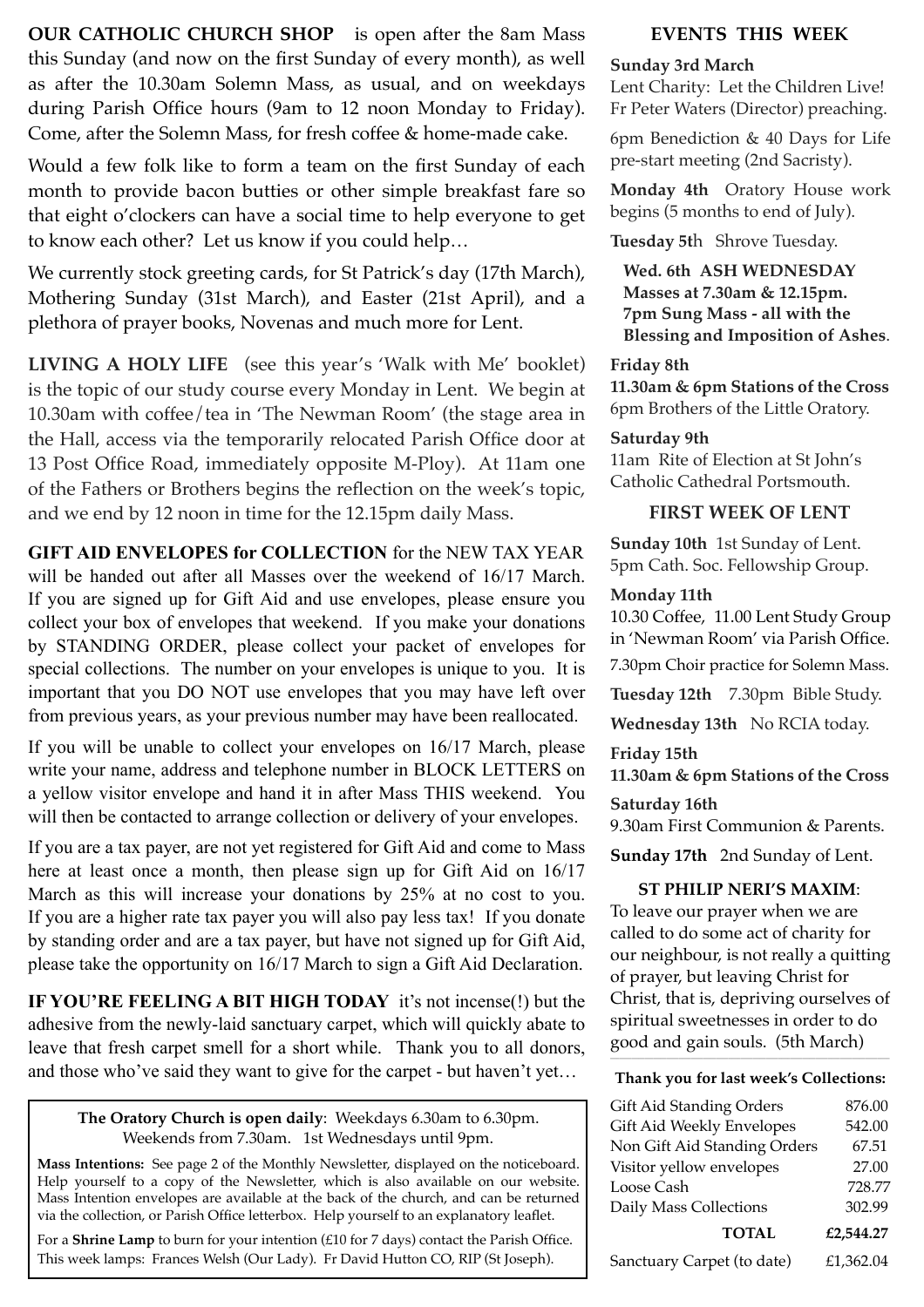**OUR CATHOLIC CHURCH SHOP** is open after the 8am Mass this Sunday (and now on the first Sunday of every month), as well as after the 10.30am Solemn Mass, as usual, and on weekdays during Parish Office hours (9am to 12 noon Monday to Friday). Come, after the Solemn Mass, for fresh coffee & home-made cake.

Would a few folk like to form a team on the first Sunday of each month to provide bacon butties or other simple breakfast fare so that eight o'clockers can have a social time to help everyone to get to know each other? Let us know if you could help…

We currently stock greeting cards, for St Patrick's day (17th March), Mothering Sunday (31st March), and Easter (21st April), and a plethora of prayer books, Novenas and much more for Lent.

**LIVING A HOLY LIFE** (see this year's 'Walk with Me' booklet) is the topic of our study course every Monday in Lent. We begin at 10.30am with coffee/tea in 'The Newman Room' (the stage area in the Hall, access via the temporarily relocated Parish Office door at 13 Post Office Road, immediately opposite M-Ploy). At 11am one of the Fathers or Brothers begins the reflection on the week's topic, and we end by 12 noon in time for the 12.15pm daily Mass.

**GIFT AID ENVELOPES for COLLECTION** for the NEW TAX YEAR will be handed out after all Masses over the weekend of 16/17 March. If you are signed up for Gift Aid and use envelopes, please ensure you collect your box of envelopes that weekend. If you make your donations by STANDING ORDER, please collect your packet of envelopes for special collections. The number on your envelopes is unique to you. It is important that you DO NOT use envelopes that you may have left over from previous years, as your previous number may have been reallocated.

If you will be unable to collect your envelopes on 16/17 March, please write your name, address and telephone number in BLOCK LETTERS on a yellow visitor envelope and hand it in after Mass THIS weekend. You will then be contacted to arrange collection or delivery of your envelopes.

If you are a tax payer, are not yet registered for Gift Aid and come to Mass here at least once a month, then please sign up for Gift Aid on 16/17 March as this will increase your donations by 25% at no cost to you. If you are a higher rate tax payer you will also pay less tax! If you donate by standing order and are a tax payer, but have not signed up for Gift Aid, please take the opportunity on 16/17 March to sign a Gift Aid Declaration.

**IF YOU'RE FEELING A BIT HIGH TODAY** it's not incense(!) but the adhesive from the newly-laid sanctuary carpet, which will quickly abate to leave that fresh carpet smell for a short while. Thank you to all donors, and those who've said they want to give for the carpet - but haven't yet…

**The Oratory Church is open daily**: Weekdays 6.30am to 6.30pm. Weekends from 7.30am. 1st Wednesdays until 9pm.

**Mass Intentions:** See page 2 of the Monthly Newsletter, displayed on the noticeboard. Help yourself to a copy of the Newsletter, which is also available on our website. Mass Intention envelopes are available at the back of the church, and can be returned via the collection, or Parish Office letterbox. Help yourself to an explanatory leaflet.

For a **Shrine Lamp** to burn for your intention (£10 for 7 days) contact the Parish Office. This week lamps: Frances Welsh (Our Lady). Fr David Hutton CO, RIP (St Joseph).

## EVENTS THIS WEEK

**Sunday 3rd March**
Lent Charity: Let the Children Live! Fr Peter Waters (Director) preaching.

6pm Benediction & 40 Days for Life pre-start meeting (2nd Sacristy).

**Monday 4th** Oratory House work begins (5 months to end of July).

**Tuesday 5th** Shrove Tuesday.

**Wed. 6th ASH WEDNESDAY Masses at 7.30am & 12.15pm. 7pm Sung Mass - all with the Blessing and Imposition of Ashes**.

**Friday 8th**
**11.30am & 6pm Stations of the Cross**
6pm Brothers of the Little Oratory.

**Saturday 9th**
11am Rite of Election at St John's Catholic Cathedral Portsmouth.

## FIRST WEEK OF LENT

**Sunday 10th** 1st Sunday of Lent.
5pm Cath. Soc. Fellowship Group.

**Monday 11th**
10.30 Coffee, 11.00 Lent Study Group in 'Newman Room' via Parish Office.
7.30pm Choir practice for Solemn Mass.

**Tuesday 12th** 7.30pm Bible Study.

**Wednesday 13th** No RCIA today.

**Friday 15th**
**11.30am & 6pm Stations of the Cross**

**Saturday 16th**
9.30am First Communion & Parents.

**Sunday 17th** 2nd Sunday of Lent.

**ST PHILIP NERI'S MAXIM**:
To leave our prayer when we are called to do some act of charity for our neighbour, is not really a quitting of prayer, but leaving Christ for Christ, that is, depriving ourselves of spiritual sweetnesses in order to do good and gain souls. (5th March)

**Thank you for last week's Collections:**

| | |
|---|---|
| Gift Aid Standing Orders | 876.00 |
| Gift Aid Weekly Envelopes | 542.00 |
| Non Gift Aid Standing Orders | 67.51 |
| Visitor yellow envelopes | 27.00 |
| Loose Cash | 728.77 |
| Daily Mass Collections | 302.99 |
| **TOTAL** | **£2,544.27** |
| Sanctuary Carpet (to date) | £1,362.04 |